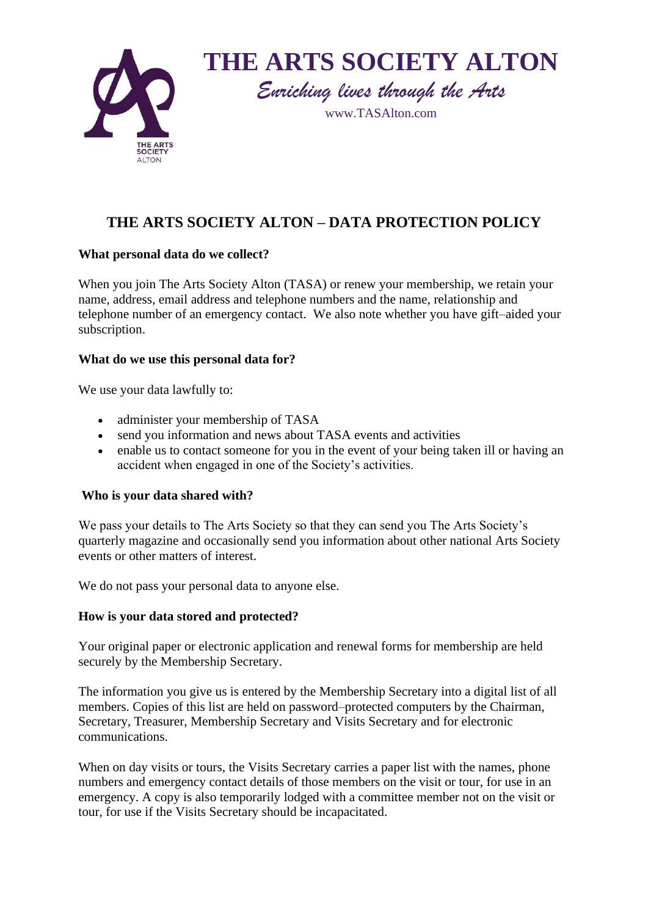# THE ARTS SOCIETY ALTON

*Enriching lives through the Arts*

www.TASAlton.com

## THE ARTS SOCIETY ALTON – DATA PROTECTION POLICY

**What personal data do we collect?**

When you join The Arts Society Alton (TASA) or renew your membership, we retain your name, address, email address and telephone numbers and the name, relationship and telephone number of an emergency contact. We also note whether you have gift–aided your subscription.

**What do we use this personal data for?**

We use your data lawfully to:

- administer your membership of TASA
- send you information and news about TASA events and activities
- enable us to contact someone for you in the event of your being taken ill or having an accident when engaged in one of the Society's activities.

**Who is your data shared with?**

We pass your details to The Arts Society so that they can send you The Arts Society's quarterly magazine and occasionally send you information about other national Arts Society events or other matters of interest.

We do not pass your personal data to anyone else.

**How is your data stored and protected?**

Your original paper or electronic application and renewal forms for membership are held securely by the Membership Secretary.

The information you give us is entered by the Membership Secretary into a digital list of all members. Copies of this list are held on password–protected computers by the Chairman, Secretary, Treasurer, Membership Secretary and Visits Secretary and for electronic communications.

When on day visits or tours, the Visits Secretary carries a paper list with the names, phone numbers and emergency contact details of those members on the visit or tour, for use in an emergency. A copy is also temporarily lodged with a committee member not on the visit or tour, for use if the Visits Secretary should be incapacitated.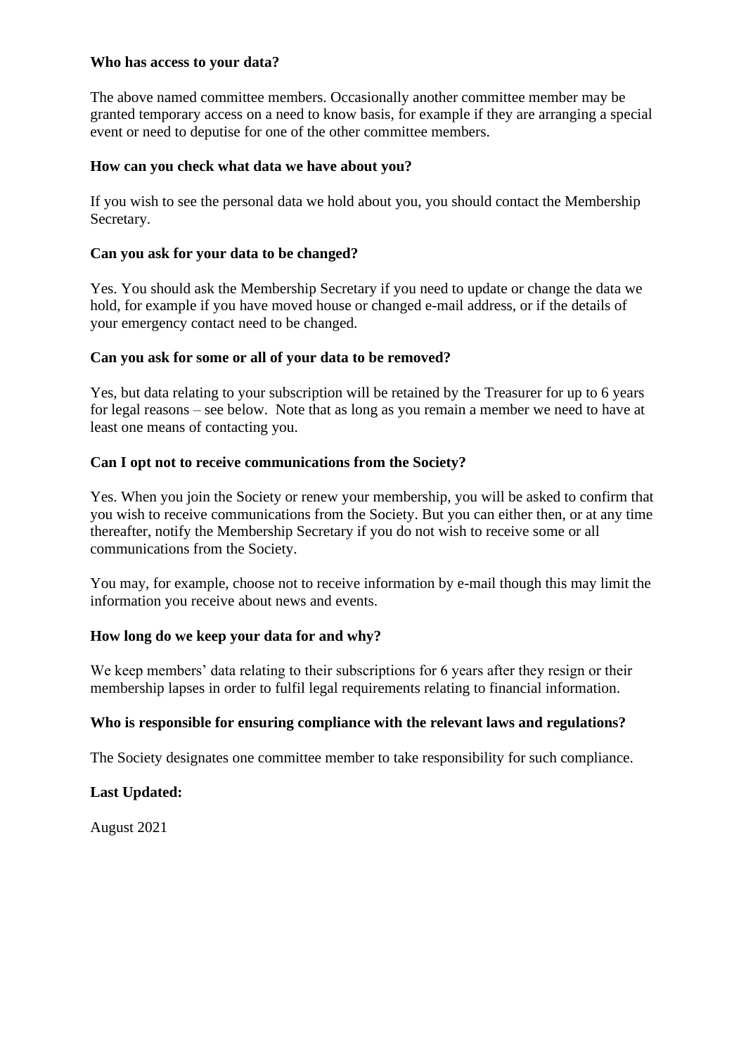**Who has access to your data?**

The above named committee members. Occasionally another committee member may be granted temporary access on a need to know basis, for example if they are arranging a special event or need to deputise for one of the other committee members.

**How can you check what data we have about you?**

If you wish to see the personal data we hold about you, you should contact the Membership Secretary.

**Can you ask for your data to be changed?**

Yes. You should ask the Membership Secretary if you need to update or change the data we hold, for example if you have moved house or changed e-mail address, or if the details of your emergency contact need to be changed.

**Can you ask for some or all of your data to be removed?**

Yes, but data relating to your subscription will be retained by the Treasurer for up to 6 years for legal reasons – see below. Note that as long as you remain a member we need to have at least one means of contacting you.

**Can I opt not to receive communications from the Society?**

Yes. When you join the Society or renew your membership, you will be asked to confirm that you wish to receive communications from the Society. But you can either then, or at any time thereafter, notify the Membership Secretary if you do not wish to receive some or all communications from the Society.

You may, for example, choose not to receive information by e-mail though this may limit the information you receive about news and events.

**How long do we keep your data for and why?**

We keep members' data relating to their subscriptions for 6 years after they resign or their membership lapses in order to fulfil legal requirements relating to financial information.

**Who is responsible for ensuring compliance with the relevant laws and regulations?**

The Society designates one committee member to take responsibility for such compliance.

**Last Updated:**

August 2021